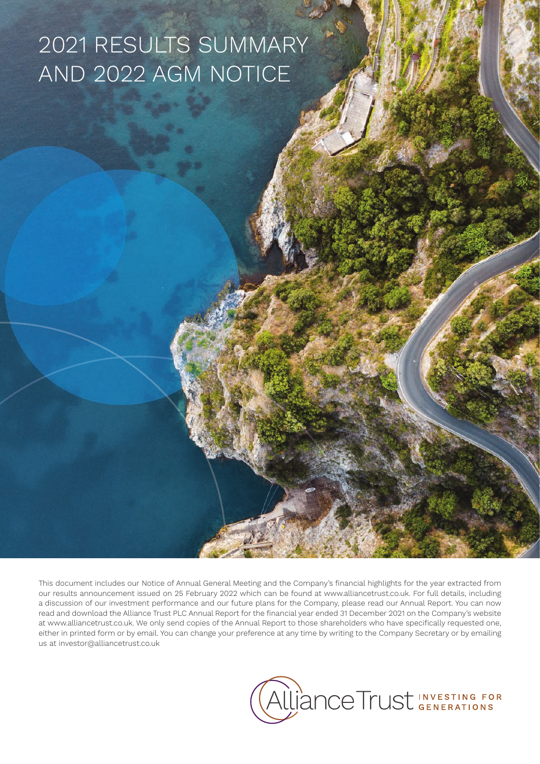# 2021 RESULTS SUMMARY AND 2022 AGM NOTICE

This document includes our Notice of Annual General Meeting and the Company's financial highlights for the year extracted from our results announcement issued on 25 February 2022 which can be found at www.alliancetrust.co.uk. For full details, including a discussion of our investment performance and our future plans for the Company, please read our Annual Report. You can now read and download the Alliance Trust PLC Annual Report for the financial year ended 31 December 2021 on the Company's website at www.alliancetrust.co.uk. We only send copies of the Annual Report to those shareholders who have specifically requested one, either in printed form or by email. You can change your preference at any time by writing to the Company Secretary or by emailing us at investor@alliancetrust.co.uk

Alliance Trust INVESTING FOR GENERATIONS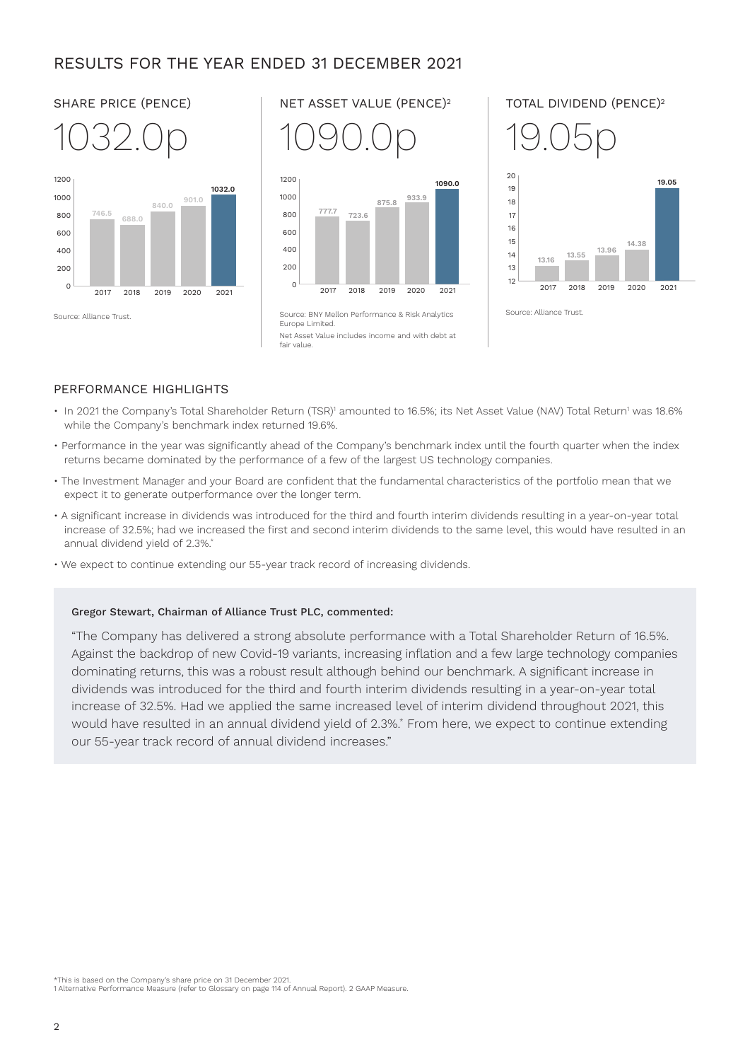# RESULTS FOR THE YEAR ENDED 31 DECEMBER 2021

## SHARE PRICE (PENCE)

1032.0p

| Year | Share price (pence) |
|---|---|
| 2017 | 746.5 |
| 2018 | 688.0 |
| 2019 | 840.0 |
| 2020 | 901.0 |
| 2021 | 1032.0 |

Source: Alliance Trust.

## NET ASSET VALUE (PENCE)[2]

1090.0p

| Year | Net asset value (pence) |
|---|---|
| 2017 | 777.7 |
| 2018 | 723.6 |
| 2019 | 875.8 |
| 2020 | 933.9 |
| 2021 | 1090.0 |

Source: BNY Mellon Performance & Risk Analytics Europe Limited.

Net Asset Value includes income and with debt at fair value.

## TOTAL DIVIDEND (PENCE)[2]

19.05p

| Year | Total dividend (pence) |
|---|---|
| 2017 | 13.16 |
| 2018 | 13.55 |
| 2019 | 13.96 |
| 2020 | 14.38 |
| 2021 | 19.05 |

Source: Alliance Trust.

## PERFORMANCE HIGHLIGHTS

- In 2021 the Company's Total Shareholder Return (TSR)[1] amounted to 16.5%; its Net Asset Value (NAV) Total Return[1] was 18.6% while the Company's benchmark index returned 19.6%.
- Performance in the year was significantly ahead of the Company's benchmark index until the fourth quarter when the index returns became dominated by the performance of a few of the largest US technology companies.
- The Investment Manager and your Board are confident that the fundamental characteristics of the portfolio mean that we expect it to generate outperformance over the longer term.
- A significant increase in dividends was introduced for the third and fourth interim dividends resulting in a year-on-year total increase of 32.5%; had we increased the first and second interim dividends to the same level, this would have resulted in an annual dividend yield of 2.3%.*
- We expect to continue extending our 55-year track record of increasing dividends.

**Gregor Stewart, Chairman of Alliance Trust PLC, commented:**

"The Company has delivered a strong absolute performance with a Total Shareholder Return of 16.5%. Against the backdrop of new Covid-19 variants, increasing inflation and a few large technology companies dominating returns, this was a robust result although behind our benchmark. A significant increase in dividends was introduced for the third and fourth interim dividends resulting in a year-on-year total increase of 32.5%. Had we applied the same increased level of interim dividend throughout 2021, this would have resulted in an annual dividend yield of 2.3%.* From here, we expect to continue extending our 55-year track record of annual dividend increases."

*This is based on the Company's share price on 31 December 2021.
1 Alternative Performance Measure (refer to Glossary on page 114 of Annual Report). 2 GAAP Measure.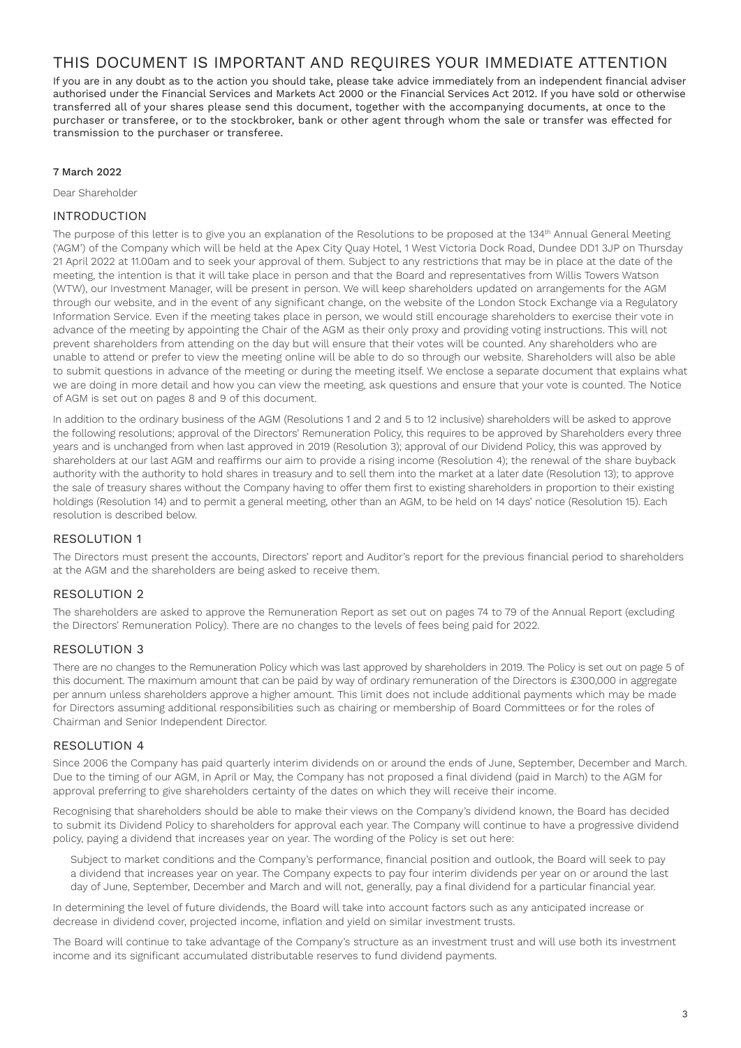# THIS DOCUMENT IS IMPORTANT AND REQUIRES YOUR IMMEDIATE ATTENTION

If you are in any doubt as to the action you should take, please take advice immediately from an independent financial adviser authorised under the Financial Services and Markets Act 2000 or the Financial Services Act 2012. If you have sold or otherwise transferred all of your shares please send this document, together with the accompanying documents, at once to the purchaser or transferee, or to the stockbroker, bank or other agent through whom the sale or transfer was effected for transmission to the purchaser or transferee.

**7 March 2022**

Dear Shareholder

## INTRODUCTION

The purpose of this letter is to give you an explanation of the Resolutions to be proposed at the 134th Annual General Meeting ('AGM') of the Company which will be held at the Apex City Quay Hotel, 1 West Victoria Dock Road, Dundee DD1 3JP on Thursday 21 April 2022 at 11.00am and to seek your approval of them. Subject to any restrictions that may be in place at the date of the meeting, the intention is that it will take place in person and that the Board and representatives from Willis Towers Watson (WTW), our Investment Manager, will be present in person. We will keep shareholders updated on arrangements for the AGM through our website, and in the event of any significant change, on the website of the London Stock Exchange via a Regulatory Information Service. Even if the meeting takes place in person, we would still encourage shareholders to exercise their vote in advance of the meeting by appointing the Chair of the AGM as their only proxy and providing voting instructions. This will not prevent shareholders from attending on the day but will ensure that their votes will be counted. Any shareholders who are unable to attend or prefer to view the meeting online will be able to do so through our website. Shareholders will also be able to submit questions in advance of the meeting or during the meeting itself. We enclose a separate document that explains what we are doing in more detail and how you can view the meeting, ask questions and ensure that your vote is counted. The Notice of AGM is set out on pages 8 and 9 of this document.

In addition to the ordinary business of the AGM (Resolutions 1 and 2 and 5 to 12 inclusive) shareholders will be asked to approve the following resolutions; approval of the Directors' Remuneration Policy, this requires to be approved by Shareholders every three years and is unchanged from when last approved in 2019 (Resolution 3); approval of our Dividend Policy, this was approved by shareholders at our last AGM and reaffirms our aim to provide a rising income (Resolution 4); the renewal of the share buyback authority with the authority to hold shares in treasury and to sell them into the market at a later date (Resolution 13); to approve the sale of treasury shares without the Company having to offer them first to existing shareholders in proportion to their existing holdings (Resolution 14) and to permit a general meeting, other than an AGM, to be held on 14 days' notice (Resolution 15). Each resolution is described below.

## RESOLUTION 1

The Directors must present the accounts, Directors' report and Auditor's report for the previous financial period to shareholders at the AGM and the shareholders are being asked to receive them.

## RESOLUTION 2

The shareholders are asked to approve the Remuneration Report as set out on pages 74 to 79 of the Annual Report (excluding the Directors' Remuneration Policy). There are no changes to the levels of fees being paid for 2022.

## RESOLUTION 3

There are no changes to the Remuneration Policy which was last approved by shareholders in 2019. The Policy is set out on page 5 of this document. The maximum amount that can be paid by way of ordinary remuneration of the Directors is £300,000 in aggregate per annum unless shareholders approve a higher amount. This limit does not include additional payments which may be made for Directors assuming additional responsibilities such as chairing or membership of Board Committees or for the roles of Chairman and Senior Independent Director.

## RESOLUTION 4

Since 2006 the Company has paid quarterly interim dividends on or around the ends of June, September, December and March. Due to the timing of our AGM, in April or May, the Company has not proposed a final dividend (paid in March) to the AGM for approval preferring to give shareholders certainty of the dates on which they will receive their income.

Recognising that shareholders should be able to make their views on the Company's dividend known, the Board has decided to submit its Dividend Policy to shareholders for approval each year. The Company will continue to have a progressive dividend policy, paying a dividend that increases year on year. The wording of the Policy is set out here:

> Subject to market conditions and the Company's performance, financial position and outlook, the Board will seek to pay a dividend that increases year on year. The Company expects to pay four interim dividends per year on or around the last day of June, September, December and March and will not, generally, pay a final dividend for a particular financial year.

In determining the level of future dividends, the Board will take into account factors such as any anticipated increase or decrease in dividend cover, projected income, inflation and yield on similar investment trusts.

The Board will continue to take advantage of the Company's structure as an investment trust and will use both its investment income and its significant accumulated distributable reserves to fund dividend payments.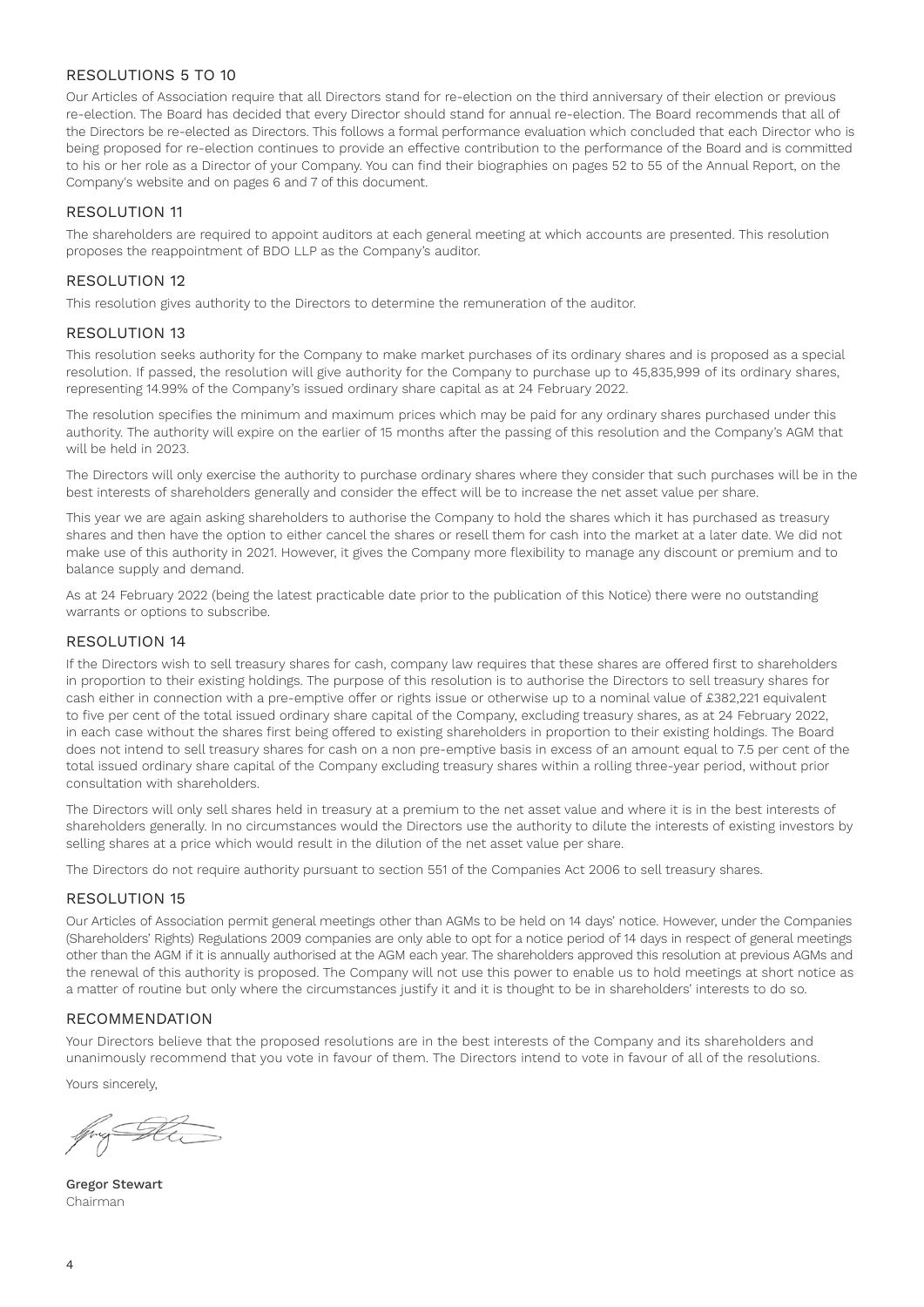## RESOLUTIONS 5 TO 10

Our Articles of Association require that all Directors stand for re-election on the third anniversary of their election or previous re-election. The Board has decided that every Director should stand for annual re-election. The Board recommends that all of the Directors be re-elected as Directors. This follows a formal performance evaluation which concluded that each Director who is being proposed for re-election continues to provide an effective contribution to the performance of the Board and is committed to his or her role as a Director of your Company. You can find their biographies on pages 52 to 55 of the Annual Report, on the Company's website and on pages 6 and 7 of this document.

## RESOLUTION 11

The shareholders are required to appoint auditors at each general meeting at which accounts are presented. This resolution proposes the reappointment of BDO LLP as the Company's auditor.

## RESOLUTION 12

This resolution gives authority to the Directors to determine the remuneration of the auditor.

## RESOLUTION 13

This resolution seeks authority for the Company to make market purchases of its ordinary shares and is proposed as a special resolution. If passed, the resolution will give authority for the Company to purchase up to 45,835,999 of its ordinary shares, representing 14.99% of the Company's issued ordinary share capital as at 24 February 2022.

The resolution specifies the minimum and maximum prices which may be paid for any ordinary shares purchased under this authority. The authority will expire on the earlier of 15 months after the passing of this resolution and the Company's AGM that will be held in 2023.

The Directors will only exercise the authority to purchase ordinary shares where they consider that such purchases will be in the best interests of shareholders generally and consider the effect will be to increase the net asset value per share.

This year we are again asking shareholders to authorise the Company to hold the shares which it has purchased as treasury shares and then have the option to either cancel the shares or resell them for cash into the market at a later date. We did not make use of this authority in 2021. However, it gives the Company more flexibility to manage any discount or premium and to balance supply and demand.

As at 24 February 2022 (being the latest practicable date prior to the publication of this Notice) there were no outstanding warrants or options to subscribe.

## RESOLUTION 14

If the Directors wish to sell treasury shares for cash, company law requires that these shares are offered first to shareholders in proportion to their existing holdings. The purpose of this resolution is to authorise the Directors to sell treasury shares for cash either in connection with a pre-emptive offer or rights issue or otherwise up to a nominal value of £382,221 equivalent to five per cent of the total issued ordinary share capital of the Company, excluding treasury shares, as at 24 February 2022, in each case without the shares first being offered to existing shareholders in proportion to their existing holdings. The Board does not intend to sell treasury shares for cash on a non pre-emptive basis in excess of an amount equal to 7.5 per cent of the total issued ordinary share capital of the Company excluding treasury shares within a rolling three-year period, without prior consultation with shareholders.

The Directors will only sell shares held in treasury at a premium to the net asset value and where it is in the best interests of shareholders generally. In no circumstances would the Directors use the authority to dilute the interests of existing investors by selling shares at a price which would result in the dilution of the net asset value per share.

The Directors do not require authority pursuant to section 551 of the Companies Act 2006 to sell treasury shares.

## RESOLUTION 15

Our Articles of Association permit general meetings other than AGMs to be held on 14 days' notice. However, under the Companies (Shareholders' Rights) Regulations 2009 companies are only able to opt for a notice period of 14 days in respect of general meetings other than the AGM if it is annually authorised at the AGM each year. The shareholders approved this resolution at previous AGMs and the renewal of this authority is proposed. The Company will not use this power to enable us to hold meetings at short notice as a matter of routine but only where the circumstances justify it and it is thought to be in shareholders' interests to do so.

## RECOMMENDATION

Your Directors believe that the proposed resolutions are in the best interests of the Company and its shareholders and unanimously recommend that you vote in favour of them. The Directors intend to vote in favour of all of the resolutions.

Yours sincerely,

**Gregor Stewart**
Chairman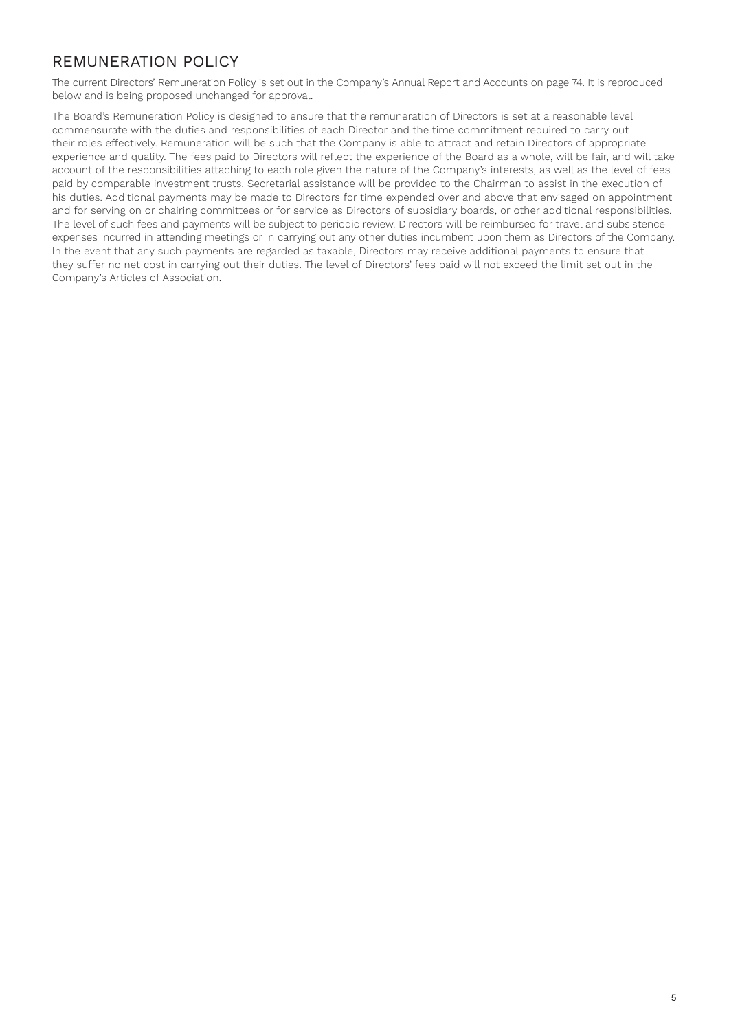## REMUNERATION POLICY

The current Directors' Remuneration Policy is set out in the Company's Annual Report and Accounts on page 74. It is reproduced below and is being proposed unchanged for approval.

The Board's Remuneration Policy is designed to ensure that the remuneration of Directors is set at a reasonable level commensurate with the duties and responsibilities of each Director and the time commitment required to carry out their roles effectively. Remuneration will be such that the Company is able to attract and retain Directors of appropriate experience and quality. The fees paid to Directors will reflect the experience of the Board as a whole, will be fair, and will take account of the responsibilities attaching to each role given the nature of the Company's interests, as well as the level of fees paid by comparable investment trusts. Secretarial assistance will be provided to the Chairman to assist in the execution of his duties. Additional payments may be made to Directors for time expended over and above that envisaged on appointment and for serving on or chairing committees or for service as Directors of subsidiary boards, or other additional responsibilities. The level of such fees and payments will be subject to periodic review. Directors will be reimbursed for travel and subsistence expenses incurred in attending meetings or in carrying out any other duties incumbent upon them as Directors of the Company. In the event that any such payments are regarded as taxable, Directors may receive additional payments to ensure that they suffer no net cost in carrying out their duties. The level of Directors' fees paid will not exceed the limit set out in the Company's Articles of Association.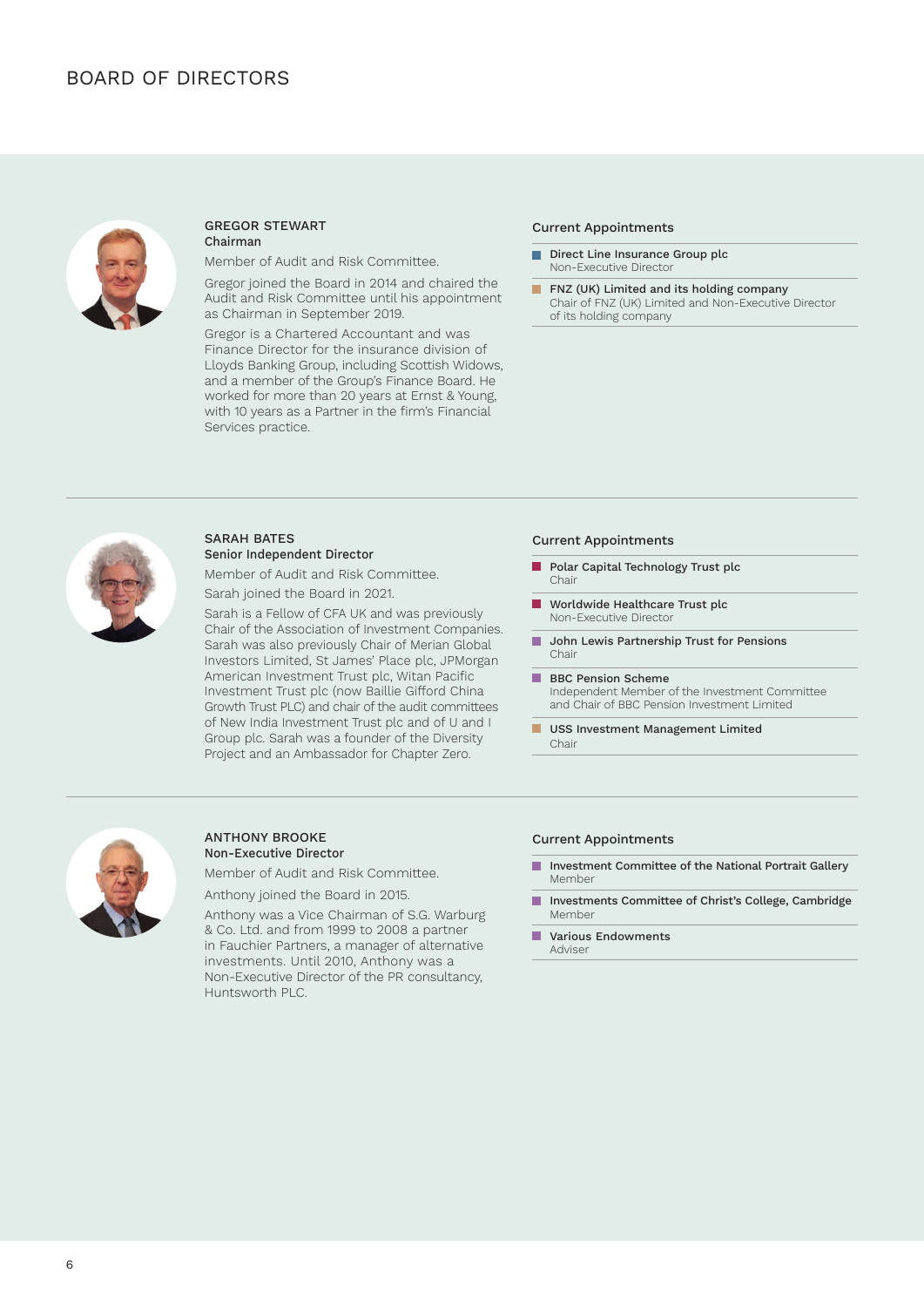# BOARD OF DIRECTORS

## GREGOR STEWART
**Chairman**

Member of Audit and Risk Committee.

Gregor joined the Board in 2014 and chaired the Audit and Risk Committee until his appointment as Chairman in September 2019.

Gregor is a Chartered Accountant and was Finance Director for the insurance division of Lloyds Banking Group, including Scottish Widows, and a member of the Group's Finance Board. He worked for more than 20 years at Ernst & Young, with 10 years as a Partner in the firm's Financial Services practice.

### Current Appointments

- **Direct Line Insurance Group plc**
  Non-Executive Director
- **FNZ (UK) Limited and its holding company**
  Chair of FNZ (UK) Limited and Non-Executive Director of its holding company

## SARAH BATES
**Senior Independent Director**

Member of Audit and Risk Committee.

Sarah joined the Board in 2021.

Sarah is a Fellow of CFA UK and was previously Chair of the Association of Investment Companies. Sarah was also previously Chair of Merian Global Investors Limited, St James' Place plc, JPMorgan American Investment Trust plc, Witan Pacific Investment Trust plc (now Baillie Gifford China Growth Trust PLC) and chair of the audit committees of New India Investment Trust plc and of U and I Group plc. Sarah was a founder of the Diversity Project and an Ambassador for Chapter Zero.

### Current Appointments

- **Polar Capital Technology Trust plc**
  Chair
- **Worldwide Healthcare Trust plc**
  Non-Executive Director
- **John Lewis Partnership Trust for Pensions**
  Chair
- **BBC Pension Scheme**
  Independent Member of the Investment Committee and Chair of BBC Pension Investment Limited
- **USS Investment Management Limited**
  Chair

## ANTHONY BROOKE
**Non-Executive Director**

Member of Audit and Risk Committee.

Anthony joined the Board in 2015.

Anthony was a Vice Chairman of S.G. Warburg & Co. Ltd. and from 1999 to 2008 a partner in Fauchier Partners, a manager of alternative investments. Until 2010, Anthony was a Non-Executive Director of the PR consultancy, Huntsworth PLC.

### Current Appointments

- **Investment Committee of the National Portrait Gallery**
  Member
- **Investments Committee of Christ's College, Cambridge**
  Member
- **Various Endowments**
  Adviser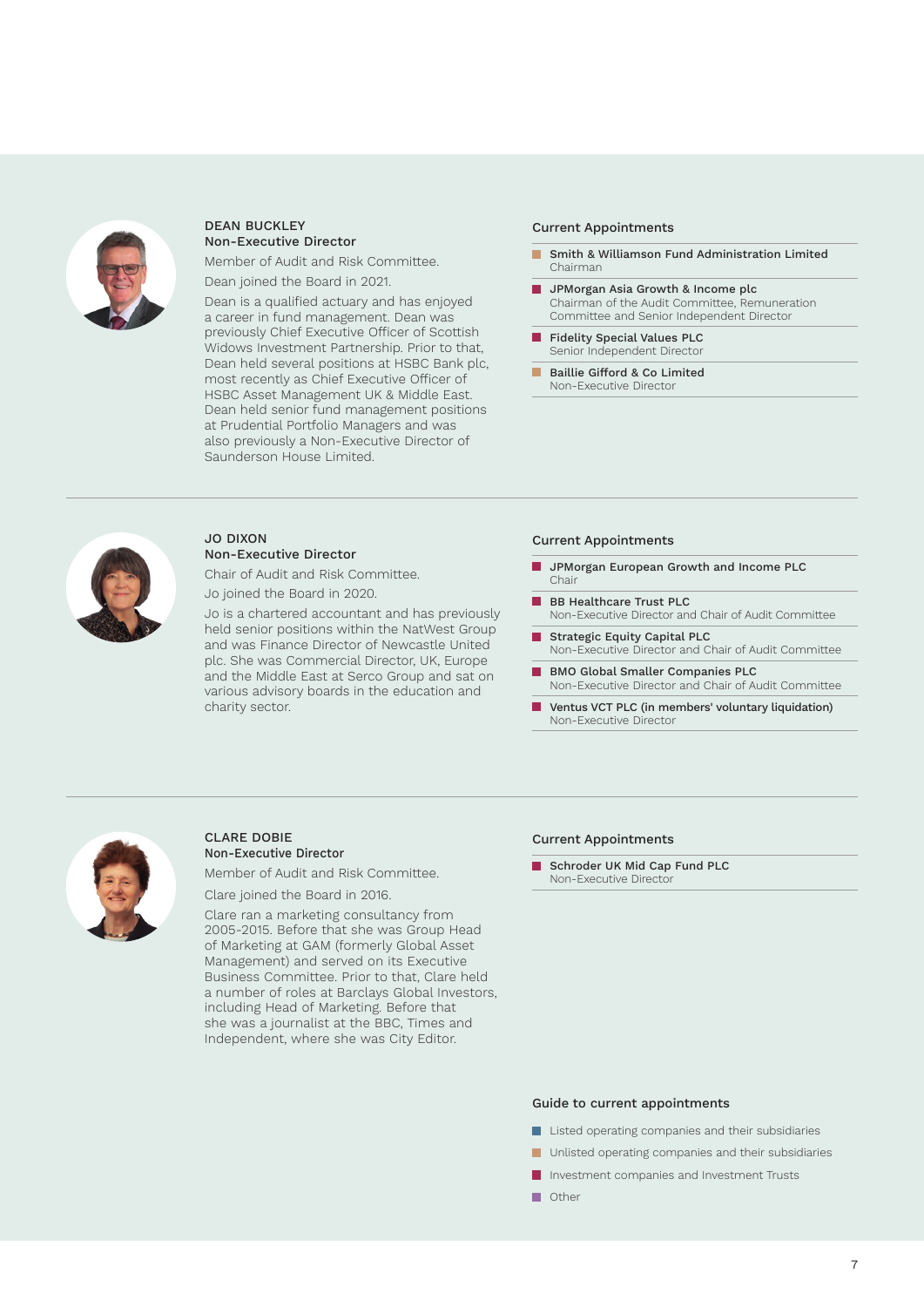### DEAN BUCKLEY
**Non-Executive Director**

Member of Audit and Risk Committee.

Dean joined the Board in 2021.

Dean is a qualified actuary and has enjoyed a career in fund management. Dean was previously Chief Executive Officer of Scottish Widows Investment Partnership. Prior to that, Dean held several positions at HSBC Bank plc, most recently as Chief Executive Officer of HSBC Asset Management UK & Middle East. Dean held senior fund management positions at Prudential Portfolio Managers and was also previously a Non-Executive Director of Saunderson House Limited.

#### Current Appointments

- **Smith & Williamson Fund Administration Limited**
  Chairman
- **JPMorgan Asia Growth & Income plc**
  Chairman of the Audit Committee, Remuneration Committee and Senior Independent Director
- **Fidelity Special Values PLC**
  Senior Independent Director
- **Baillie Gifford & Co Limited**
  Non-Executive Director

### JO DIXON
**Non-Executive Director**

Chair of Audit and Risk Committee.

Jo joined the Board in 2020.

Jo is a chartered accountant and has previously held senior positions within the NatWest Group and was Finance Director of Newcastle United plc. She was Commercial Director, UK, Europe and the Middle East at Serco Group and sat on various advisory boards in the education and charity sector.

#### Current Appointments

- **JPMorgan European Growth and Income PLC**
  Chair
- **BB Healthcare Trust PLC**
  Non-Executive Director and Chair of Audit Committee
- **Strategic Equity Capital PLC**
  Non-Executive Director and Chair of Audit Committee
- **BMO Global Smaller Companies PLC**
  Non-Executive Director and Chair of Audit Committee
- **Ventus VCT PLC (in members' voluntary liquidation)**
  Non-Executive Director

### CLARE DOBIE
**Non-Executive Director**

Member of Audit and Risk Committee.

Clare joined the Board in 2016.

Clare ran a marketing consultancy from 2005-2015. Before that she was Group Head of Marketing at GAM (formerly Global Asset Management) and served on its Executive Business Committee. Prior to that, Clare held a number of roles at Barclays Global Investors, including Head of Marketing. Before that she was a journalist at the BBC, Times and Independent, where she was City Editor.

#### Current Appointments

- **Schroder UK Mid Cap Fund PLC**
  Non-Executive Director

#### Guide to current appointments

- Listed operating companies and their subsidiaries
- Unlisted operating companies and their subsidiaries
- Investment companies and Investment Trusts
- Other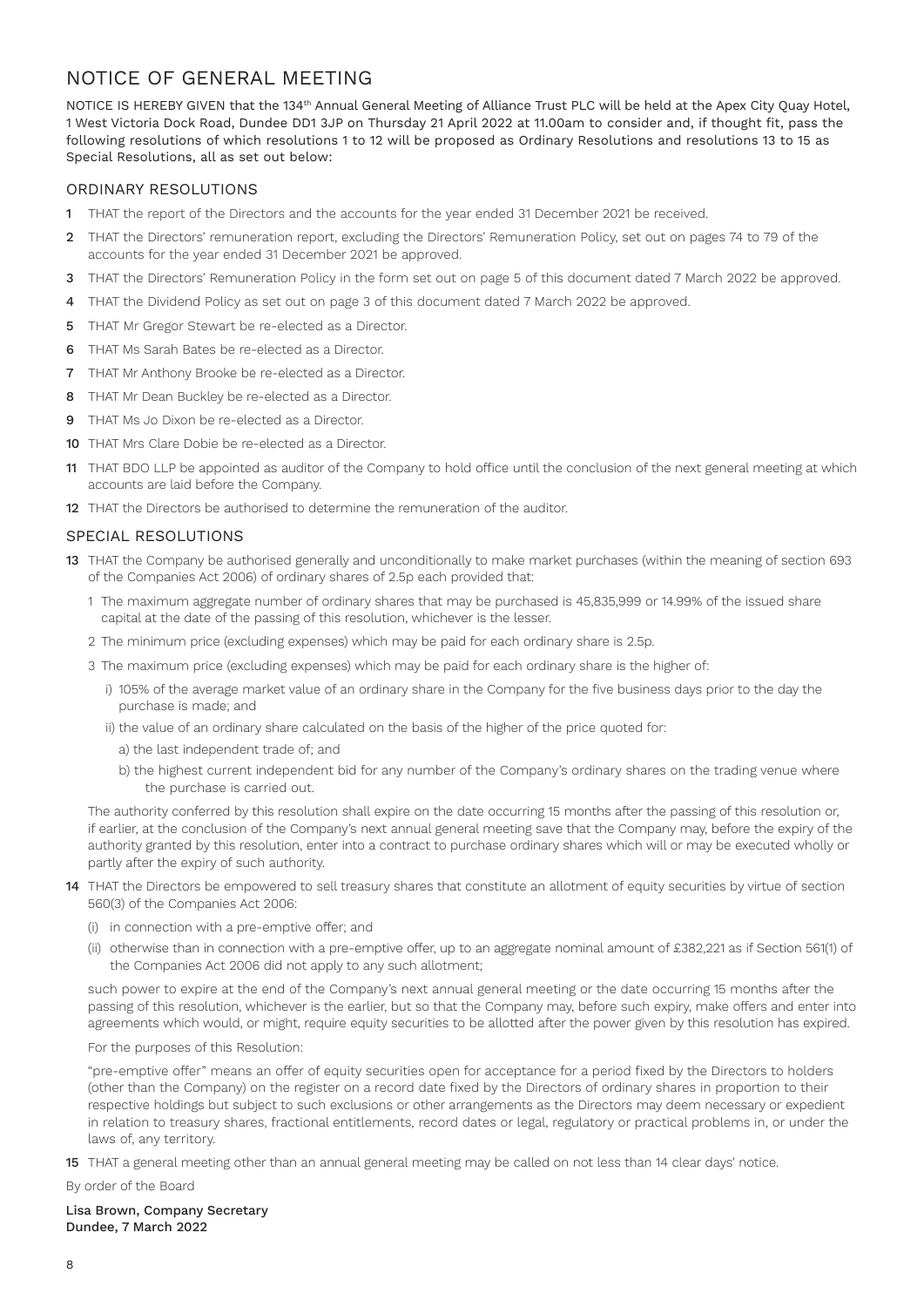# NOTICE OF GENERAL MEETING

NOTICE IS HEREBY GIVEN that the 134th Annual General Meeting of Alliance Trust PLC will be held at the Apex City Quay Hotel, 1 West Victoria Dock Road, Dundee DD1 3JP on Thursday 21 April 2022 at 11.00am to consider and, if thought fit, pass the following resolutions of which resolutions 1 to 12 will be proposed as Ordinary Resolutions and resolutions 13 to 15 as Special Resolutions, all as set out below:

## ORDINARY RESOLUTIONS

**1** THAT the report of the Directors and the accounts for the year ended 31 December 2021 be received.

**2** THAT the Directors' remuneration report, excluding the Directors' Remuneration Policy, set out on pages 74 to 79 of the accounts for the year ended 31 December 2021 be approved.

**3** THAT the Directors' Remuneration Policy in the form set out on page 5 of this document dated 7 March 2022 be approved.

**4** THAT the Dividend Policy as set out on page 3 of this document dated 7 March 2022 be approved.

**5** THAT Mr Gregor Stewart be re-elected as a Director.

**6** THAT Ms Sarah Bates be re-elected as a Director.

**7** THAT Mr Anthony Brooke be re-elected as a Director.

**8** THAT Mr Dean Buckley be re-elected as a Director.

**9** THAT Ms Jo Dixon be re-elected as a Director.

**10** THAT Mrs Clare Dobie be re-elected as a Director.

**11** THAT BDO LLP be appointed as auditor of the Company to hold office until the conclusion of the next general meeting at which accounts are laid before the Company.

**12** THAT the Directors be authorised to determine the remuneration of the auditor.

## SPECIAL RESOLUTIONS

**13** THAT the Company be authorised generally and unconditionally to make market purchases (within the meaning of section 693 of the Companies Act 2006) of ordinary shares of 2.5p each provided that:

1 The maximum aggregate number of ordinary shares that may be purchased is 45,835,999 or 14.99% of the issued share capital at the date of the passing of this resolution, whichever is the lesser.

2 The minimum price (excluding expenses) which may be paid for each ordinary share is 2.5p.

3 The maximum price (excluding expenses) which may be paid for each ordinary share is the higher of:

i) 105% of the average market value of an ordinary share in the Company for the five business days prior to the day the purchase is made; and

ii) the value of an ordinary share calculated on the basis of the higher of the price quoted for:

a) the last independent trade of; and

b) the highest current independent bid for any number of the Company's ordinary shares on the trading venue where the purchase is carried out.

The authority conferred by this resolution shall expire on the date occurring 15 months after the passing of this resolution or, if earlier, at the conclusion of the Company's next annual general meeting save that the Company may, before the expiry of the authority granted by this resolution, enter into a contract to purchase ordinary shares which will or may be executed wholly or partly after the expiry of such authority.

**14** THAT the Directors be empowered to sell treasury shares that constitute an allotment of equity securities by virtue of section 560(3) of the Companies Act 2006:

(i) in connection with a pre-emptive offer; and

(ii) otherwise than in connection with a pre-emptive offer, up to an aggregate nominal amount of £382,221 as if Section 561(1) of the Companies Act 2006 did not apply to any such allotment;

such power to expire at the end of the Company's next annual general meeting or the date occurring 15 months after the passing of this resolution, whichever is the earlier, but so that the Company may, before such expiry, make offers and enter into agreements which would, or might, require equity securities to be allotted after the power given by this resolution has expired.

For the purposes of this Resolution:

"pre-emptive offer" means an offer of equity securities open for acceptance for a period fixed by the Directors to holders (other than the Company) on the register on a record date fixed by the Directors of ordinary shares in proportion to their respective holdings but subject to such exclusions or other arrangements as the Directors may deem necessary or expedient in relation to treasury shares, fractional entitlements, record dates or legal, regulatory or practical problems in, or under the laws of, any territory.

**15** THAT a general meeting other than an annual general meeting may be called on not less than 14 clear days' notice.

By order of the Board

**Lisa Brown, Company Secretary**
**Dundee, 7 March 2022**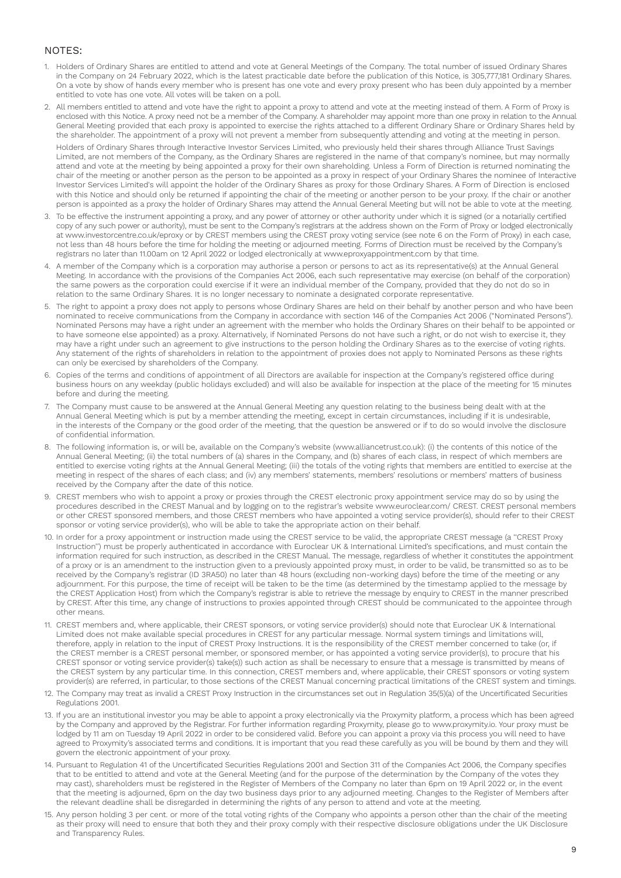## NOTES:

1. Holders of Ordinary Shares are entitled to attend and vote at General Meetings of the Company. The total number of issued Ordinary Shares in the Company on 24 February 2022, which is the latest practicable date before the publication of this Notice, is 305,777,181 Ordinary Shares. On a vote by show of hands every member who is present has one vote and every proxy present who has been duly appointed by a member entitled to vote has one vote. All votes will be taken on a poll.

2. All members entitled to attend and vote have the right to appoint a proxy to attend and vote at the meeting instead of them. A Form of Proxy is enclosed with this Notice. A proxy need not be a member of the Company. A shareholder may appoint more than one proxy in relation to the Annual General Meeting provided that each proxy is appointed to exercise the rights attached to a different Ordinary Share or Ordinary Shares held by the shareholder. The appointment of a proxy will not prevent a member from subsequently attending and voting at the meeting in person.

   Holders of Ordinary Shares through Interactive Investor Services Limited, who previously held their shares through Alliance Trust Savings Limited, are not members of the Company, as the Ordinary Shares are registered in the name of that company's nominee, but may normally attend and vote at the meeting by being appointed a proxy for their own shareholding. Unless a Form of Direction is returned nominating the chair of the meeting or another person as the person to be appointed as a proxy in respect of your Ordinary Shares the nominee of Interactive Investor Services Limited's will appoint the holder of the Ordinary Shares as proxy for those Ordinary Shares. A Form of Direction is enclosed with this Notice and should only be returned if appointing the chair of the meeting or another person to be your proxy. If the chair or another person is appointed as a proxy the holder of Ordinary Shares may attend the Annual General Meeting but will not be able to vote at the meeting.

3. To be effective the instrument appointing a proxy, and any power of attorney or other authority under which it is signed (or a notarially certified copy of any such power or authority), must be sent to the Company's registrars at the address shown on the Form of Proxy or lodged electronically at www.investorcentre.co.uk/eproxy or by CREST members using the CREST proxy voting service (see note 6 on the Form of Proxy) in each case, not less than 48 hours before the time for holding the meeting or adjourned meeting. Forms of Direction must be received by the Company's registrars no later than 11.00am on 12 April 2022 or lodged electronically at www.eproxyappointment.com by that time.

4. A member of the Company which is a corporation may authorise a person or persons to act as its representative(s) at the Annual General Meeting. In accordance with the provisions of the Companies Act 2006, each such representative may exercise (on behalf of the corporation) the same powers as the corporation could exercise if it were an individual member of the Company, provided that they do not do so in relation to the same Ordinary Shares. It is no longer necessary to nominate a designated corporate representative.

5. The right to appoint a proxy does not apply to persons whose Ordinary Shares are held on their behalf by another person and who have been nominated to receive communications from the Company in accordance with section 146 of the Companies Act 2006 ("Nominated Persons"). Nominated Persons may have a right under an agreement with the member who holds the Ordinary Shares on their behalf to be appointed or to have someone else appointed) as a proxy. Alternatively, if Nominated Persons do not have such a right, or do not wish to exercise it, they may have a right under such an agreement to give instructions to the person holding the Ordinary Shares as to the exercise of voting rights. Any statement of the rights of shareholders in relation to the appointment of proxies does not apply to Nominated Persons as these rights can only be exercised by shareholders of the Company.

6. Copies of the terms and conditions of appointment of all Directors are available for inspection at the Company's registered office during business hours on any weekday (public holidays excluded) and will also be available for inspection at the place of the meeting for 15 minutes before and during the meeting.

7. The Company must cause to be answered at the Annual General Meeting any question relating to the business being dealt with at the Annual General Meeting which is put by a member attending the meeting, except in certain circumstances, including if it is undesirable, in the interests of the Company or the good order of the meeting, that the question be answered or if to do so would involve the disclosure of confidential information.

8. The following information is, or will be, available on the Company's website (www.alliancetrust.co.uk): (i) the contents of this notice of the Annual General Meeting; (ii) the total numbers of (a) shares in the Company, and (b) shares of each class, in respect of which members are entitled to exercise voting rights at the Annual General Meeting; (iii) the totals of the voting rights that members are entitled to exercise at the meeting in respect of the shares of each class; and (iv) any members' statements, members' resolutions or members' matters of business received by the Company after the date of this notice.

9. CREST members who wish to appoint a proxy or proxies through the CREST electronic proxy appointment service may do so by using the procedures described in the CREST Manual and by logging on to the registrar's website www.euroclear.com/ CREST. CREST personal members or other CREST sponsored members, and those CREST members who have appointed a voting service provider(s), should refer to their CREST sponsor or voting service provider(s), who will be able to take the appropriate action on their behalf.

10. In order for a proxy appointment or instruction made using the CREST service to be valid, the appropriate CREST message (a "CREST Proxy Instruction") must be properly authenticated in accordance with Euroclear UK & International Limited's specifications, and must contain the information required for such instruction, as described in the CREST Manual. The message, regardless of whether it constitutes the appointment of a proxy or is an amendment to the instruction given to a previously appointed proxy must, in order to be valid, be transmitted so as to be received by the Company's registrar (ID 3RA50) no later than 48 hours (excluding non-working days) before the time of the meeting or any adjournment. For this purpose, the time of receipt will be taken to be the time (as determined by the timestamp applied to the message by the CREST Application Host) from which the Company's registrar is able to retrieve the message by enquiry to CREST in the manner prescribed by CREST. After this time, any change of instructions to proxies appointed through CREST should be communicated to the appointee through other means.

11. CREST members and, where applicable, their CREST sponsors, or voting service provider(s) should note that Euroclear UK & International Limited does not make available special procedures in CREST for any particular message. Normal system timings and limitations will, therefore, apply in relation to the input of CREST Proxy Instructions. It is the responsibility of the CREST member concerned to take (or, if the CREST member is a CREST personal member, or sponsored member, or has appointed a voting service provider(s), to procure that his CREST sponsor or voting service provider(s) take(s)) such action as shall be necessary to ensure that a message is transmitted by means of the CREST system by any particular time. In this connection, CREST members and, where applicable, their CREST sponsors or voting system provider(s) are referred, in particular, to those sections of the CREST Manual concerning practical limitations of the CREST system and timings.

12. The Company may treat as invalid a CREST Proxy Instruction in the circumstances set out in Regulation 35(5)(a) of the Uncertificated Securities Regulations 2001.

13. If you are an institutional investor you may be able to appoint a proxy electronically via the Proxymity platform, a process which has been agreed by the Company and approved by the Registrar. For further information regarding Proxymity, please go to www.proxymity.io. Your proxy must be lodged by 11 am on Tuesday 19 April 2022 in order to be considered valid. Before you can appoint a proxy via this process you will need to have agreed to Proxymity's associated terms and conditions. It is important that you read these carefully as you will be bound by them and they will govern the electronic appointment of your proxy.

14. Pursuant to Regulation 41 of the Uncertificated Securities Regulations 2001 and Section 311 of the Companies Act 2006, the Company specifies that to be entitled to attend and vote at the General Meeting (and for the purpose of the determination by the Company of the votes they may cast), shareholders must be registered in the Register of Members of the Company no later than 6pm on 19 April 2022 or, in the event that the meeting is adjourned, 6pm on the day two business days prior to any adjourned meeting. Changes to the Register of Members after the relevant deadline shall be disregarded in determining the rights of any person to attend and vote at the meeting.

15. Any person holding 3 per cent. or more of the total voting rights of the Company who appoints a person other than the chair of the meeting as their proxy will need to ensure that both they and their proxy comply with their respective disclosure obligations under the UK Disclosure and Transparency Rules.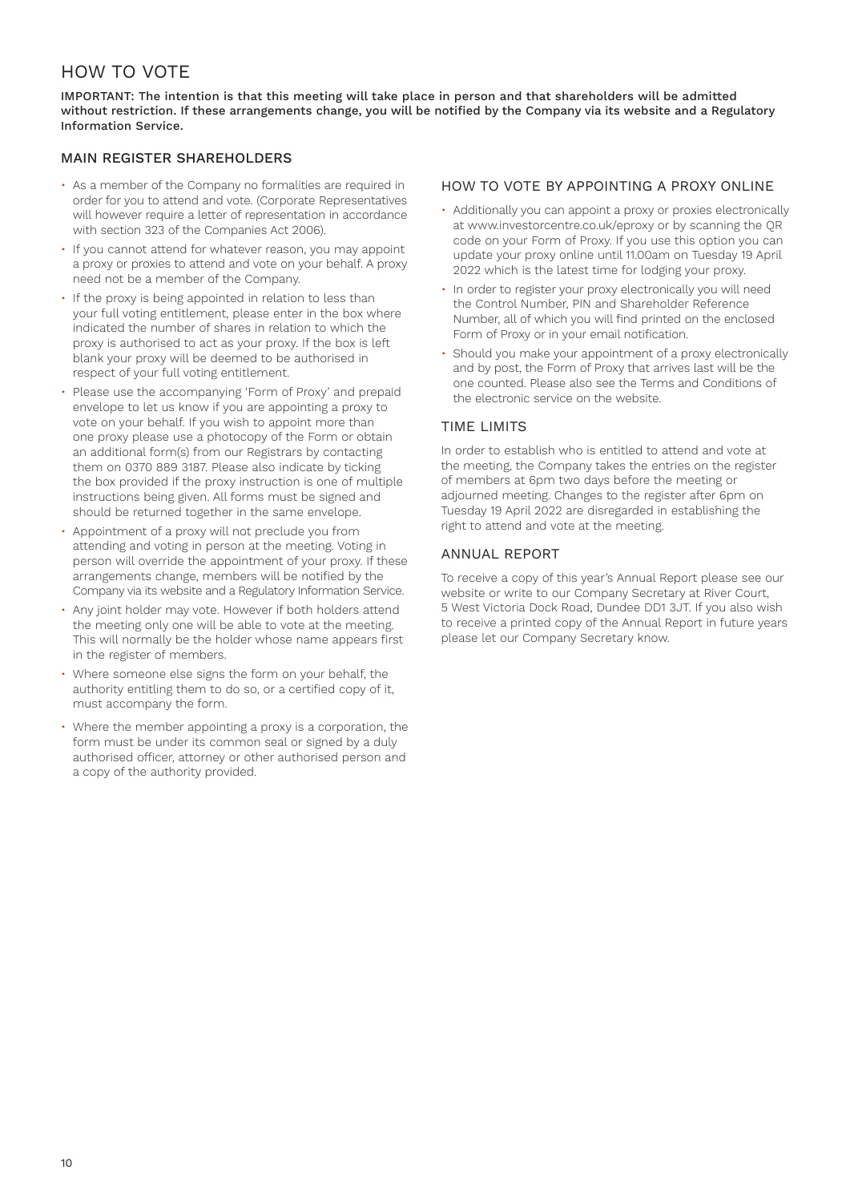# HOW TO VOTE

**IMPORTANT: The intention is that this meeting will take place in person and that shareholders will be admitted without restriction. If these arrangements change, you will be notified by the Company via its website and a Regulatory Information Service.**

## MAIN REGISTER SHAREHOLDERS

- As a member of the Company no formalities are required in order for you to attend and vote. (Corporate Representatives will however require a letter of representation in accordance with section 323 of the Companies Act 2006).
- If you cannot attend for whatever reason, you may appoint a proxy or proxies to attend and vote on your behalf. A proxy need not be a member of the Company.
- If the proxy is being appointed in relation to less than your full voting entitlement, please enter in the box where indicated the number of shares in relation to which the proxy is authorised to act as your proxy. If the box is left blank your proxy will be deemed to be authorised in respect of your full voting entitlement.
- Please use the accompanying 'Form of Proxy' and prepaid envelope to let us know if you are appointing a proxy to vote on your behalf. If you wish to appoint more than one proxy please use a photocopy of the Form or obtain an additional form(s) from our Registrars by contacting them on 0370 889 3187. Please also indicate by ticking the box provided if the proxy instruction is one of multiple instructions being given. All forms must be signed and should be returned together in the same envelope.
- Appointment of a proxy will not preclude you from attending and voting in person at the meeting. Voting in person will override the appointment of your proxy. If these arrangements change, members will be notified by the Company via its website and a Regulatory Information Service.
- Any joint holder may vote. However if both holders attend the meeting only one will be able to vote at the meeting. This will normally be the holder whose name appears first in the register of members.
- Where someone else signs the form on your behalf, the authority entitling them to do so, or a certified copy of it, must accompany the form.
- Where the member appointing a proxy is a corporation, the form must be under its common seal or signed by a duly authorised officer, attorney or other authorised person and a copy of the authority provided.

## HOW TO VOTE BY APPOINTING A PROXY ONLINE

- Additionally you can appoint a proxy or proxies electronically at www.investorcentre.co.uk/eproxy or by scanning the QR code on your Form of Proxy. If you use this option you can update your proxy online until 11.00am on Tuesday 19 April 2022 which is the latest time for lodging your proxy.
- In order to register your proxy electronically you will need the Control Number, PIN and Shareholder Reference Number, all of which you will find printed on the enclosed Form of Proxy or in your email notification.
- Should you make your appointment of a proxy electronically and by post, the Form of Proxy that arrives last will be the one counted. Please also see the Terms and Conditions of the electronic service on the website.

## TIME LIMITS

In order to establish who is entitled to attend and vote at the meeting, the Company takes the entries on the register of members at 6pm two days before the meeting or adjourned meeting. Changes to the register after 6pm on Tuesday 19 April 2022 are disregarded in establishing the right to attend and vote at the meeting.

## ANNUAL REPORT

To receive a copy of this year's Annual Report please see our website or write to our Company Secretary at River Court, 5 West Victoria Dock Road, Dundee DD1 3JT. If you also wish to receive a printed copy of the Annual Report in future years please let our Company Secretary know.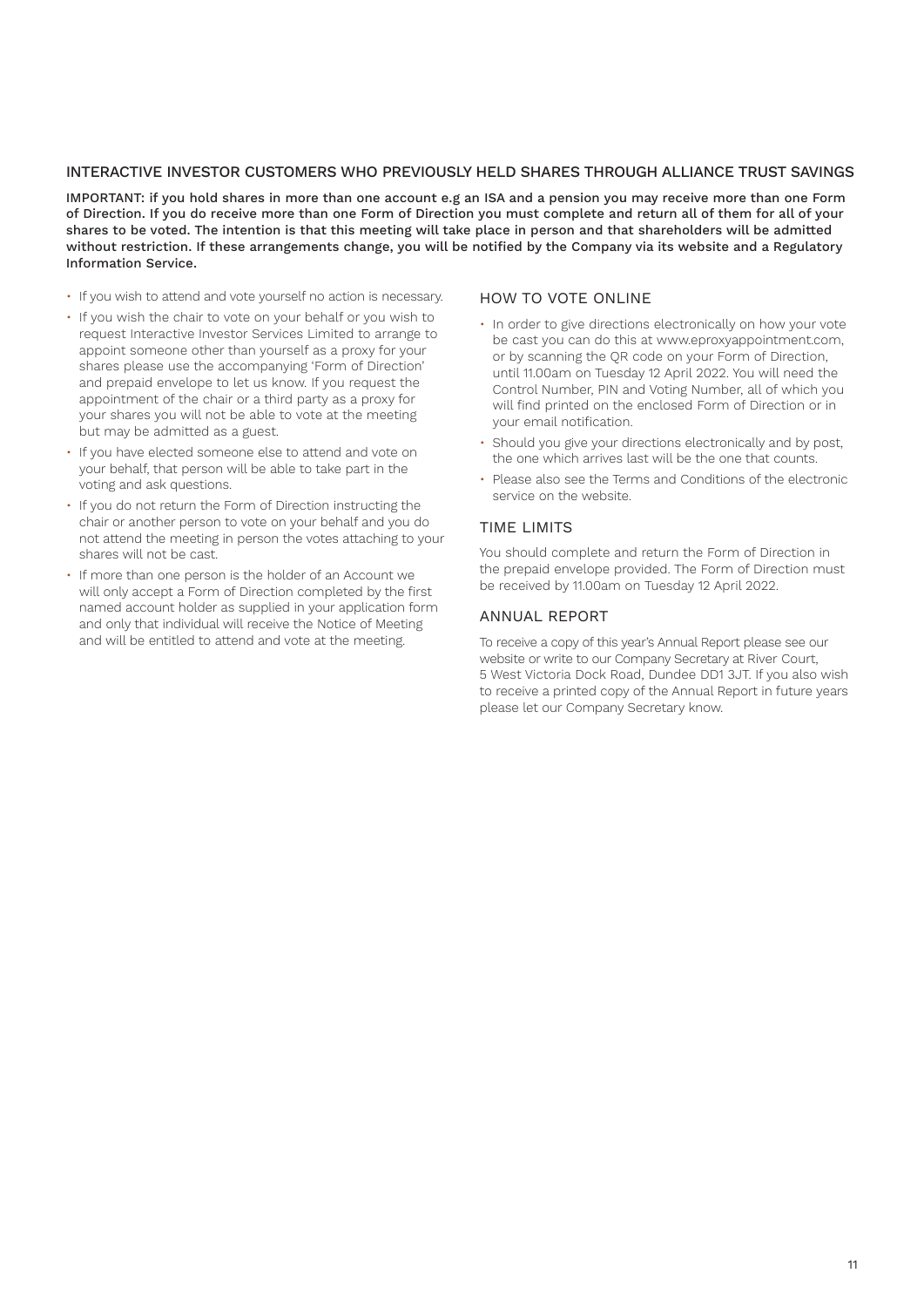## INTERACTIVE INVESTOR CUSTOMERS WHO PREVIOUSLY HELD SHARES THROUGH ALLIANCE TRUST SAVINGS

**IMPORTANT: if you hold shares in more than one account e.g an ISA and a pension you may receive more than one Form of Direction. If you do receive more than one Form of Direction you must complete and return all of them for all of your shares to be voted. The intention is that this meeting will take place in person and that shareholders will be admitted without restriction. If these arrangements change, you will be notified by the Company via its website and a Regulatory Information Service.**

- If you wish to attend and vote yourself no action is necessary.
- If you wish the chair to vote on your behalf or you wish to request Interactive Investor Services Limited to arrange to appoint someone other than yourself as a proxy for your shares please use the accompanying 'Form of Direction' and prepaid envelope to let us know. If you request the appointment of the chair or a third party as a proxy for your shares you will not be able to vote at the meeting but may be admitted as a guest.
- If you have elected someone else to attend and vote on your behalf, that person will be able to take part in the voting and ask questions.
- If you do not return the Form of Direction instructing the chair or another person to vote on your behalf and you do not attend the meeting in person the votes attaching to your shares will not be cast.
- If more than one person is the holder of an Account we will only accept a Form of Direction completed by the first named account holder as supplied in your application form and only that individual will receive the Notice of Meeting and will be entitled to attend and vote at the meeting.

### HOW TO VOTE ONLINE

- In order to give directions electronically on how your vote be cast you can do this at www.eproxyappointment.com, or by scanning the QR code on your Form of Direction, until 11.00am on Tuesday 12 April 2022. You will need the Control Number, PIN and Voting Number, all of which you will find printed on the enclosed Form of Direction or in your email notification.
- Should you give your directions electronically and by post, the one which arrives last will be the one that counts.
- Please also see the Terms and Conditions of the electronic service on the website.

### TIME LIMITS

You should complete and return the Form of Direction in the prepaid envelope provided. The Form of Direction must be received by 11.00am on Tuesday 12 April 2022.

### ANNUAL REPORT

To receive a copy of this year's Annual Report please see our website or write to our Company Secretary at River Court, 5 West Victoria Dock Road, Dundee DD1 3JT. If you also wish to receive a printed copy of the Annual Report in future years please let our Company Secretary know.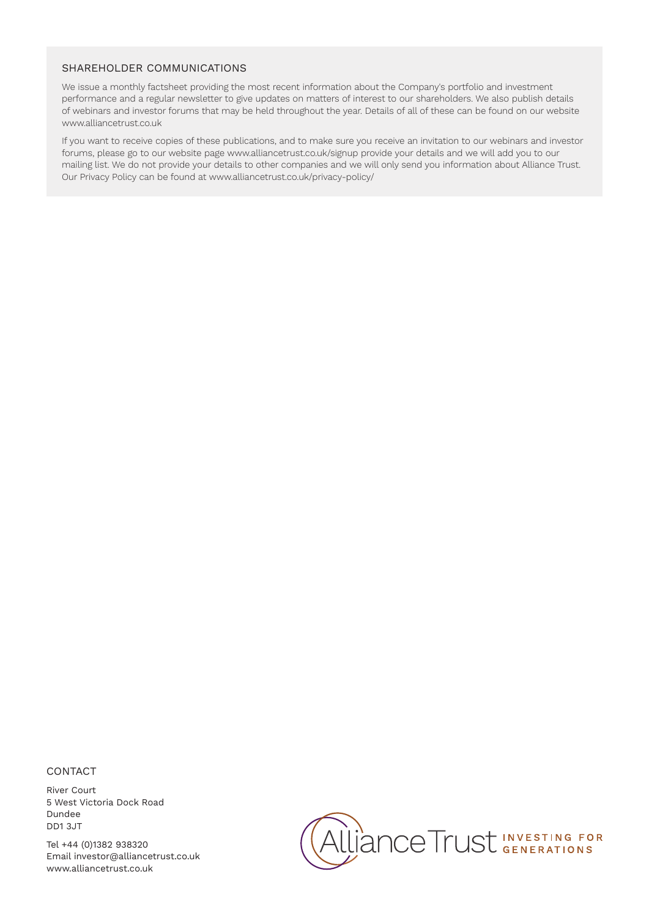## SHAREHOLDER COMMUNICATIONS

We issue a monthly factsheet providing the most recent information about the Company's portfolio and investment performance and a regular newsletter to give updates on matters of interest to our shareholders. We also publish details of webinars and investor forums that may be held throughout the year. Details of all of these can be found on our website www.alliancetrust.co.uk

If you want to receive copies of these publications, and to make sure you receive an invitation to our webinars and investor forums, please go to our website page www.alliancetrust.co.uk/signup provide your details and we will add you to our mailing list. We do not provide your details to other companies and we will only send you information about Alliance Trust. Our Privacy Policy can be found at www.alliancetrust.co.uk/privacy-policy/

## CONTACT

River Court
5 West Victoria Dock Road
Dundee
DD1 3JT

Tel +44 (0)1382 938320
Email investor@alliancetrust.co.uk
www.alliancetrust.co.uk

Alliance Trust INVESTING FOR GENERATIONS